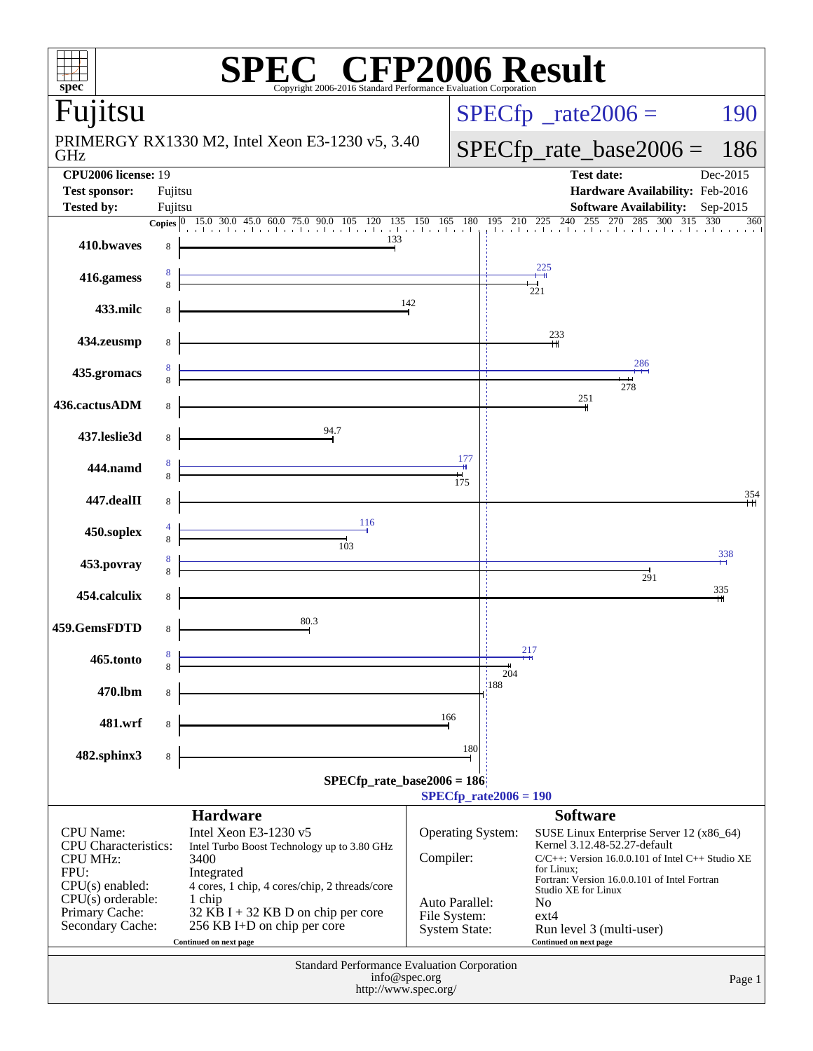# SPEC® CFP2006 Result

Copyright 2006-2016 Standard Performance Evaluation Corporation

## Fujitsu

PRIMERGY RX1330 M2, Intel Xeon E3-1230 v5, 3.40 GHz

SPECfp_rate2006 = 190

SPECfp_rate_base2006 = 186

| | | | |
|---|---|---|---|
| **CPU2006 license:** 19 | | **Test date:** | Dec-2015 |
| **Test sponsor:** | Fujitsu | **Hardware Availability:** | Feb-2016 |
| **Tested by:** | Fujitsu | **Software Availability:** | Sep-2015 |

| Benchmark | Copies (peak) | Copies (base) | Peak | Base |
|---|---|---|---|---|
| 410.bwaves | | 8 | | 133 |
| 416.gamess | 8 | 8 | 225 | 221 |
| 433.milc | | 8 | | 142 |
| 434.zeusmp | | 8 | | 233 |
| 435.gromacs | 8 | 8 | 286 | 278 |
| 436.cactusADM | | 8 | | 251 |
| 437.leslie3d | | 8 | | 94.7 |
| 444.namd | 8 | 8 | 177 | 175 |
| 447.dealII | | 8 | | 354 |
| 450.soplex | 4 | 8 | 116 | 103 |
| 453.povray | 8 | 8 | 338 | 291 |
| 454.calculix | | 8 | | 335 |
| 459.GemsFDTD | | 8 | | 80.3 |
| 465.tonto | 8 | 8 | 217 | 204 |
| 470.lbm | | 8 | | 188 |
| 481.wrf | | 8 | | 166 |
| 482.sphinx3 | | 8 | | 180 |

SPECfp_rate_base2006 = 186

SPECfp_rate2006 = 190

## Hardware

| | |
|---|---|
| CPU Name: | Intel Xeon E3-1230 v5 |
| CPU Characteristics: | Intel Turbo Boost Technology up to 3.80 GHz |
| CPU MHz: | 3400 |
| FPU: | Integrated |
| CPU(s) enabled: | 4 cores, 1 chip, 4 cores/chip, 2 threads/core |
| CPU(s) orderable: | 1 chip |
| Primary Cache: | 32 KB I + 32 KB D on chip per core |
| Secondary Cache: | 256 KB I+D on chip per core |

Continued on next page

## Software

| | |
|---|---|
| Operating System: | SUSE Linux Enterprise Server 12 (x86_64) Kernel 3.12.48-52.27-default |
| Compiler: | C/C++: Version 16.0.0.101 of Intel C++ Studio XE for Linux; Fortran: Version 16.0.0.101 of Intel Fortran Studio XE for Linux |
| Auto Parallel: | No |
| File System: | ext4 |
| System State: | Run level 3 (multi-user) |

Continued on next page

Standard Performance Evaluation Corporation
info@spec.org
http://www.spec.org/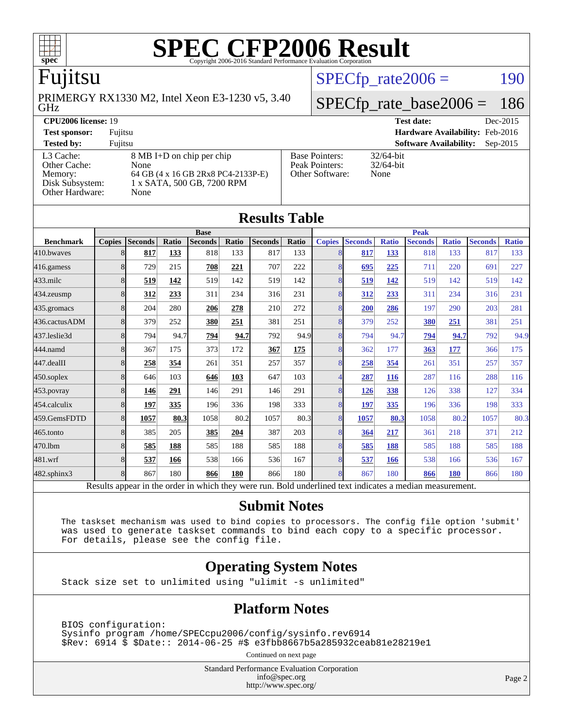# SPEC CFP2006 Result

Copyright 2006-2016 Standard Performance Evaluation Corporation

## Fujitsu

PRIMERGY RX1330 M2, Intel Xeon E3-1230 v5, 3.40 GHz

SPECfp_rate2006 = 190

SPECfp_rate_base2006 = 186

| | | | |
|---|---|---|---|
| **CPU2006 license:** 19 | | **Test date:** | Dec-2015 |
| **Test sponsor:** | Fujitsu | **Hardware Availability:** | Feb-2016 |
| **Tested by:** | Fujitsu | **Software Availability:** | Sep-2015 |

| | |
|---|---|
| L3 Cache: | 8 MB I+D on chip per chip |
| Other Cache: | None |
| Memory: | 64 GB (4 x 16 GB 2Rx8 PC4-2133P-E) |
| Disk Subsystem: | 1 x SATA, 500 GB, 7200 RPM |
| Other Hardware: | None |

| | |
|---|---|
| Base Pointers: | 32/64-bit |
| Peak Pointers: | 32/64-bit |
| Other Software: | None |

## Results Table

| Benchmark | Base | | | | | | | Peak | | | | | | |
|---|---|---|---|---|---|---|---|---|---|---|---|---|---|---|
| | Copies | Seconds | Ratio | Seconds | Ratio | Seconds | Ratio | Copies | Seconds | Ratio | Seconds | Ratio | Seconds | Ratio |
| 410.bwaves | 8 | **817** | **133** | 818 | 133 | 817 | 133 | 8 | **817** | **133** | 818 | 133 | 817 | 133 |
| 416.gamess | 8 | 729 | 215 | **708** | **221** | 707 | 222 | 8 | **695** | **225** | 711 | 220 | 691 | 227 |
| 433.milc | 8 | **519** | **142** | 519 | 142 | 519 | 142 | 8 | **519** | **142** | 519 | 142 | 519 | 142 |
| 434.zeusmp | 8 | **312** | **233** | 311 | 234 | 316 | 231 | 8 | **312** | **233** | 311 | 234 | 316 | 231 |
| 435.gromacs | 8 | 204 | 280 | **206** | **278** | 210 | 272 | 8 | **200** | **286** | 197 | 290 | 203 | 281 |
| 436.cactusADM | 8 | 379 | 252 | **380** | **251** | 381 | 251 | 8 | 379 | 252 | **380** | **251** | 381 | 251 |
| 437.leslie3d | 8 | 794 | 94.7 | **794** | **94.7** | 792 | 94.9 | 8 | 794 | 94.7 | **794** | **94.7** | 792 | 94.9 |
| 444.namd | 8 | 367 | 175 | 373 | 172 | **367** | **175** | 8 | 362 | 177 | **363** | **177** | 366 | 175 |
| 447.dealII | 8 | **258** | **354** | 261 | 351 | 257 | 357 | 8 | **258** | **354** | 261 | 351 | 257 | 357 |
| 450.soplex | 8 | 646 | 103 | **646** | **103** | 647 | 103 | 4 | **287** | **116** | 287 | 116 | 288 | 116 |
| 453.povray | 8 | **146** | **291** | 146 | 291 | 146 | 291 | 8 | **126** | **338** | 126 | 338 | 127 | 334 |
| 454.calculix | 8 | **197** | **335** | 196 | 336 | 198 | 333 | 8 | **197** | **335** | 196 | 336 | 198 | 333 |
| 459.GemsFDTD | 8 | **1057** | **80.3** | 1058 | 80.2 | 1057 | 80.3 | 8 | **1057** | **80.3** | 1058 | 80.2 | 1057 | 80.3 |
| 465.tonto | 8 | 385 | 205 | **385** | **204** | 387 | 203 | 8 | **364** | **217** | 361 | 218 | 371 | 212 |
| 470.lbm | 8 | **585** | **188** | 585 | 188 | 585 | 188 | 8 | **585** | **188** | 585 | 188 | 585 | 188 |
| 481.wrf | 8 | **537** | **166** | 538 | 166 | 536 | 167 | 8 | **537** | **166** | 538 | 166 | 536 | 167 |
| 482.sphinx3 | 8 | 867 | 180 | **866** | **180** | 866 | 180 | 8 | 867 | 180 | **866** | **180** | 866 | 180 |

Results appear in the order in which they were run. Bold underlined text indicates a median measurement.

## Submit Notes

```
The taskset mechanism was used to bind copies to processors. The config file option 'submit'
was used to generate taskset commands to bind each copy to a specific processor.
For details, please see the config file.
```

## Operating System Notes

```
Stack size set to unlimited using "ulimit -s unlimited"
```

## Platform Notes

```
BIOS configuration:
Sysinfo program /home/SPECcpu2006/config/sysinfo.rev6914
$Rev: 6914 $ $Date:: 2014-06-25 #$ e3fbb8667b5a285932ceab81e28219e1
```

Continued on next page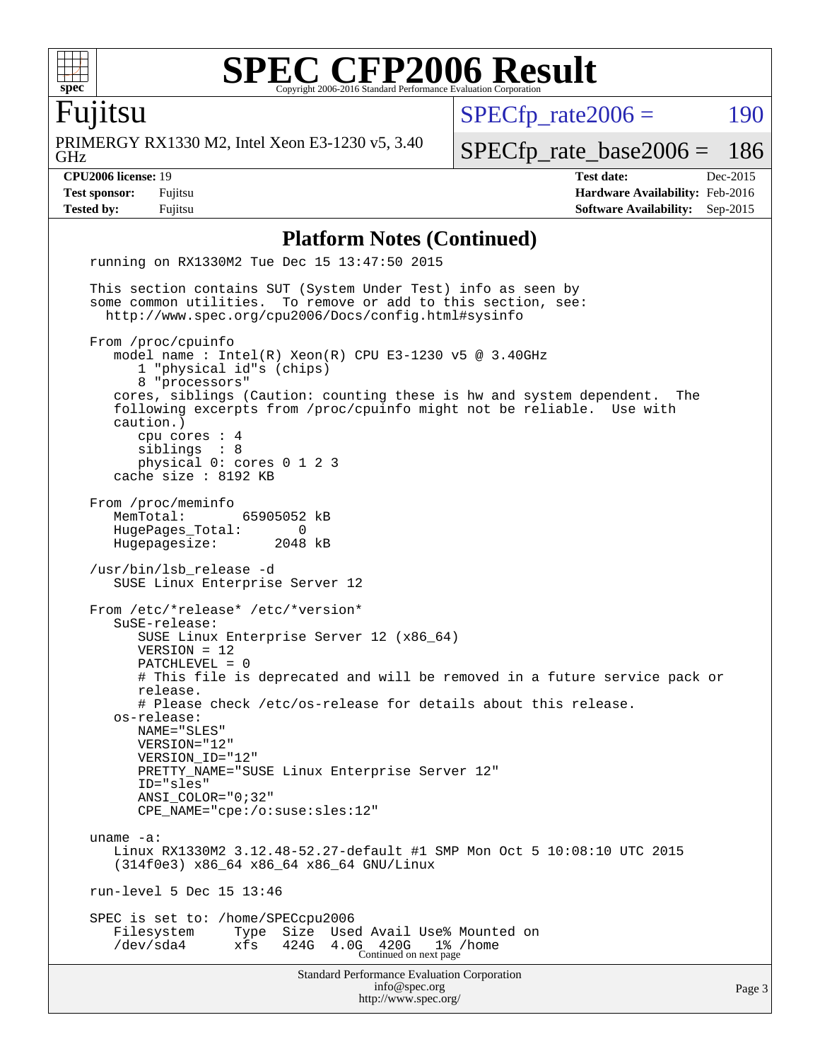# SPEC CFP2006 Result

Copyright 2006-2016 Standard Performance Evaluation Corporation

## Fujitsu

PRIMERGY RX1330 M2, Intel Xeon E3-1230 v5, 3.40 GHz

SPECfp_rate2006 = 190

SPECfp_rate_base2006 = 186

**CPU2006 license:** 19
**Test sponsor:** Fujitsu
**Tested by:** Fujitsu

**Test date:** Dec-2015
**Hardware Availability:** Feb-2016
**Software Availability:** Sep-2015

### Platform Notes (Continued)

```
running on RX1330M2 Tue Dec 15 13:47:50 2015

This section contains SUT (System Under Test) info as seen by
some common utilities.  To remove or add to this section, see:
  http://www.spec.org/cpu2006/Docs/config.html#sysinfo

From /proc/cpuinfo
   model name : Intel(R) Xeon(R) CPU E3-1230 v5 @ 3.40GHz
      1 "physical id"s (chips)
      8 "processors"
   cores, siblings (Caution: counting these is hw and system dependent.  The
   following excerpts from /proc/cpuinfo might not be reliable.  Use with
   caution.)
      cpu cores : 4
      siblings  : 8
      physical 0: cores 0 1 2 3
   cache size : 8192 KB

From /proc/meminfo
   MemTotal:       65905052 kB
   HugePages_Total:       0
   Hugepagesize:       2048 kB

/usr/bin/lsb_release -d
   SUSE Linux Enterprise Server 12

From /etc/*release* /etc/*version*
   SuSE-release:
      SUSE Linux Enterprise Server 12 (x86_64)
      VERSION = 12
      PATCHLEVEL = 0
      # This file is deprecated and will be removed in a future service pack or
      release.
      # Please check /etc/os-release for details about this release.
   os-release:
      NAME="SLES"
      VERSION="12"
      VERSION_ID="12"
      PRETTY_NAME="SUSE Linux Enterprise Server 12"
      ID="sles"
      ANSI_COLOR="0;32"
      CPE_NAME="cpe:/o:suse:sles:12"

uname -a:
   Linux RX1330M2 3.12.48-52.27-default #1 SMP Mon Oct 5 10:08:10 UTC 2015
   (314f0e3) x86_64 x86_64 x86_64 GNU/Linux

run-level 5 Dec 15 13:46

SPEC is set to: /home/SPECcpu2006
   Filesystem     Type  Size  Used Avail Use% Mounted on
   /dev/sda4      xfs   424G  4.0G  420G   1% /home
```

Continued on next page

Standard Performance Evaluation Corporation
info@spec.org
http://www.spec.org/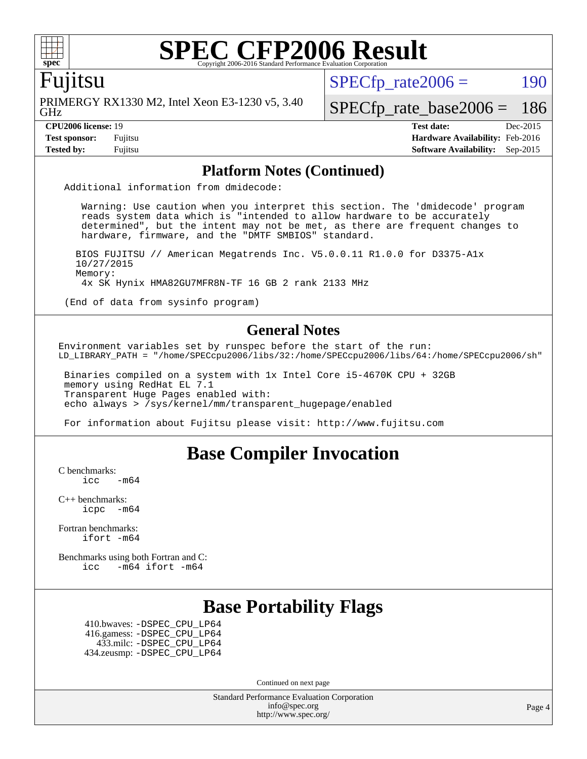# SPEC CFP2006 Result

Copyright 2006-2016 Standard Performance Evaluation Corporation

## Fujitsu

PRIMERGY RX1330 M2, Intel Xeon E3-1230 v5, 3.40 GHz

SPECfp_rate2006 = 190

SPECfp_rate_base2006 = 186

| | | | |
|---|---|---|---|
| **CPU2006 license:** | 19 | **Test date:** | Dec-2015 |
| **Test sponsor:** | Fujitsu | **Hardware Availability:** | Feb-2016 |
| **Tested by:** | Fujitsu | **Software Availability:** | Sep-2015 |

## Platform Notes (Continued)

```
Additional information from dmidecode:

   Warning: Use caution when you interpret this section. The 'dmidecode' program
   reads system data which is "intended to allow hardware to be accurately
   determined", but the intent may not be met, as there are frequent changes to
   hardware, firmware, and the "DMTF SMBIOS" standard.

  BIOS FUJITSU // American Megatrends Inc. V5.0.0.11 R1.0.0 for D3375-A1x
  10/27/2015
  Memory:
   4x SK Hynix HMA82GU7MFR8N-TF 16 GB 2 rank 2133 MHz

(End of data from sysinfo program)
```

## General Notes

```
Environment variables set by runspec before the start of the run:
LD_LIBRARY_PATH = "/home/SPECcpu2006/libs/32:/home/SPECcpu2006/libs/64:/home/SPECcpu2006/sh"

 Binaries compiled on a system with 1x Intel Core i5-4670K CPU + 32GB
 memory using RedHat EL 7.1
 Transparent Huge Pages enabled with:
 echo always > /sys/kernel/mm/transparent_hugepage/enabled

 For information about Fujitsu please visit: http://www.fujitsu.com
```

## Base Compiler Invocation

C benchmarks:
    icc -m64

C++ benchmarks:
    icpc -m64

Fortran benchmarks:
    ifort -m64

Benchmarks using both Fortran and C:
    icc -m64 ifort -m64

## Base Portability Flags

410.bwaves: -DSPEC_CPU_LP64
416.gamess: -DSPEC_CPU_LP64
433.milc: -DSPEC_CPU_LP64
434.zeusmp: -DSPEC_CPU_LP64

Continued on next page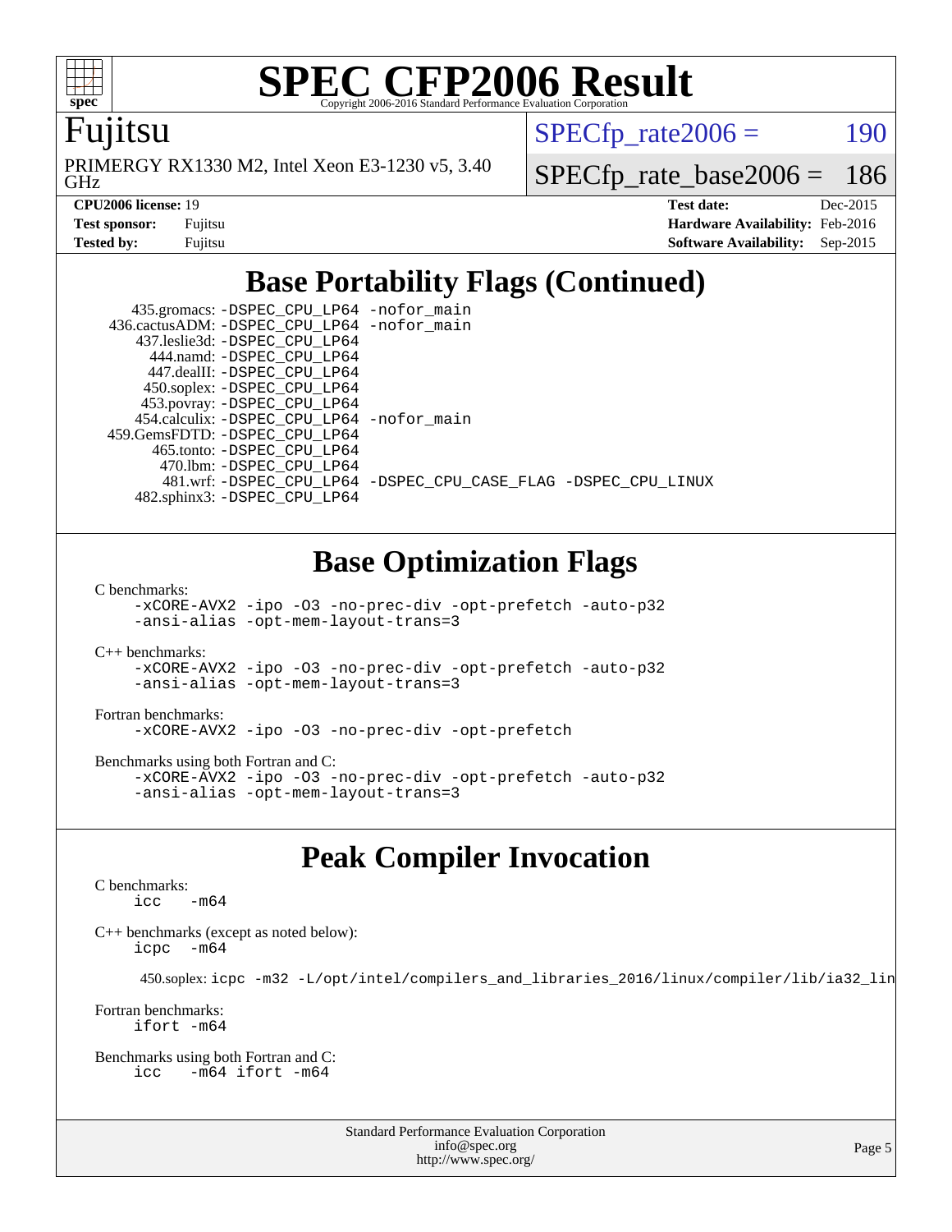# SPEC CFP2006 Result

Copyright 2006-2016 Standard Performance Evaluation Corporation

**Fujitsu**

PRIMERGY RX1330 M2, Intel Xeon E3-1230 v5, 3.40 GHz

SPECfp_rate2006 = 190

SPECfp_rate_base2006 = 186

| | | | |
|---|---|---|---|
| **CPU2006 license:** 19 | | **Test date:** | Dec-2015 |
| **Test sponsor:** | Fujitsu | **Hardware Availability:** | Feb-2016 |
| **Tested by:** | Fujitsu | **Software Availability:** | Sep-2015 |

## Base Portability Flags (Continued)

```
   435.gromacs: -DSPEC_CPU_LP64 -nofor_main
 436.cactusADM: -DSPEC_CPU_LP64 -nofor_main
   437.leslie3d: -DSPEC_CPU_LP64
     444.namd: -DSPEC_CPU_LP64
    447.dealII: -DSPEC_CPU_LP64
    450.soplex: -DSPEC_CPU_LP64
    453.povray: -DSPEC_CPU_LP64
   454.calculix: -DSPEC_CPU_LP64 -nofor_main
  459.GemsFDTD: -DSPEC_CPU_LP64
     465.tonto: -DSPEC_CPU_LP64
      470.lbm: -DSPEC_CPU_LP64
      481.wrf: -DSPEC_CPU_LP64 -DSPEC_CPU_CASE_FLAG -DSPEC_CPU_LINUX
   482.sphinx3: -DSPEC_CPU_LP64
```

## Base Optimization Flags

C benchmarks:
```
-xCORE-AVX2 -ipo -O3 -no-prec-div -opt-prefetch -auto-p32
-ansi-alias -opt-mem-layout-trans=3
```

C++ benchmarks:
```
-xCORE-AVX2 -ipo -O3 -no-prec-div -opt-prefetch -auto-p32
-ansi-alias -opt-mem-layout-trans=3
```

Fortran benchmarks:
```
-xCORE-AVX2 -ipo -O3 -no-prec-div -opt-prefetch
```

Benchmarks using both Fortran and C:
```
-xCORE-AVX2 -ipo -O3 -no-prec-div -opt-prefetch -auto-p32
-ansi-alias -opt-mem-layout-trans=3
```

## Peak Compiler Invocation

C benchmarks:
```
icc   -m64
```

C++ benchmarks (except as noted below):
```
icpc  -m64
```

450.soplex: `icpc -m32 -L/opt/intel/compilers_and_libraries_2016/linux/compiler/lib/ia32_lin`

Fortran benchmarks:
```
ifort -m64
```

Benchmarks using both Fortran and C:
```
icc   -m64 ifort -m64
```

Standard Performance Evaluation Corporation
info@spec.org
http://www.spec.org/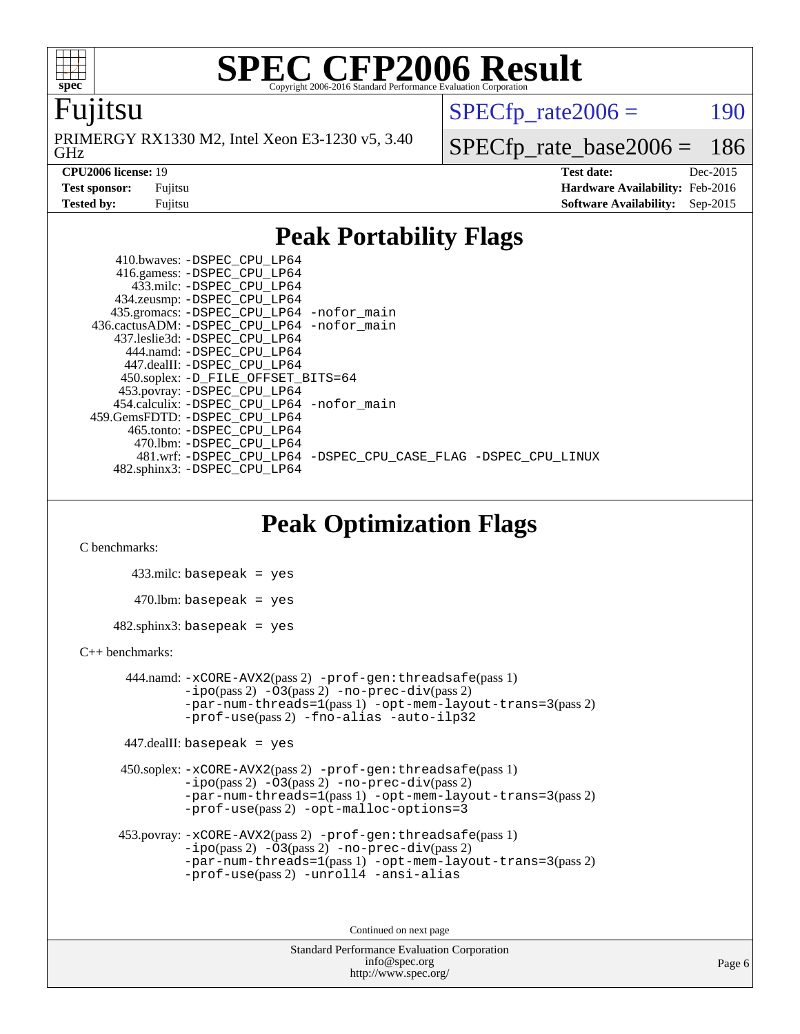# SPEC CFP2006 Result

Copyright 2006-2016 Standard Performance Evaluation Corporation

**Fujitsu**

PRIMERGY RX1330 M2, Intel Xeon E3-1230 v5, 3.40 GHz

SPECfp_rate2006 = 190

SPECfp_rate_base2006 = 186

| | | | |
|---|---|---|---|
| **CPU2006 license:** 19 | | **Test date:** | Dec-2015 |
| **Test sponsor:** | Fujitsu | **Hardware Availability:** | Feb-2016 |
| **Tested by:** | Fujitsu | **Software Availability:** | Sep-2015 |

## Peak Portability Flags

410.bwaves: -DSPEC_CPU_LP64
416.gamess: -DSPEC_CPU_LP64
433.milc: -DSPEC_CPU_LP64
434.zeusmp: -DSPEC_CPU_LP64
435.gromacs: -DSPEC_CPU_LP64 -nofor_main
436.cactusADM: -DSPEC_CPU_LP64 -nofor_main
437.leslie3d: -DSPEC_CPU_LP64
444.namd: -DSPEC_CPU_LP64
447.dealII: -DSPEC_CPU_LP64
450.soplex: -D_FILE_OFFSET_BITS=64
453.povray: -DSPEC_CPU_LP64
454.calculix: -DSPEC_CPU_LP64 -nofor_main
459.GemsFDTD: -DSPEC_CPU_LP64
465.tonto: -DSPEC_CPU_LP64
470.lbm: -DSPEC_CPU_LP64
481.wrf: -DSPEC_CPU_LP64 -DSPEC_CPU_CASE_FLAG -DSPEC_CPU_LINUX
482.sphinx3: -DSPEC_CPU_LP64

## Peak Optimization Flags

C benchmarks:

433.milc: basepeak = yes

470.lbm: basepeak = yes

482.sphinx3: basepeak = yes

C++ benchmarks:

444.namd: -xCORE-AVX2(pass 2) -prof-gen:threadsafe(pass 1) -ipo(pass 2) -O3(pass 2) -no-prec-div(pass 2) -par-num-threads=1(pass 1) -opt-mem-layout-trans=3(pass 2) -prof-use(pass 2) -fno-alias -auto-ilp32

447.dealII: basepeak = yes

450.soplex: -xCORE-AVX2(pass 2) -prof-gen:threadsafe(pass 1) -ipo(pass 2) -O3(pass 2) -no-prec-div(pass 2) -par-num-threads=1(pass 1) -opt-mem-layout-trans=3(pass 2) -prof-use(pass 2) -opt-malloc-options=3

453.povray: -xCORE-AVX2(pass 2) -prof-gen:threadsafe(pass 1) -ipo(pass 2) -O3(pass 2) -no-prec-div(pass 2) -par-num-threads=1(pass 1) -opt-mem-layout-trans=3(pass 2) -prof-use(pass 2) -unroll4 -ansi-alias

Continued on next page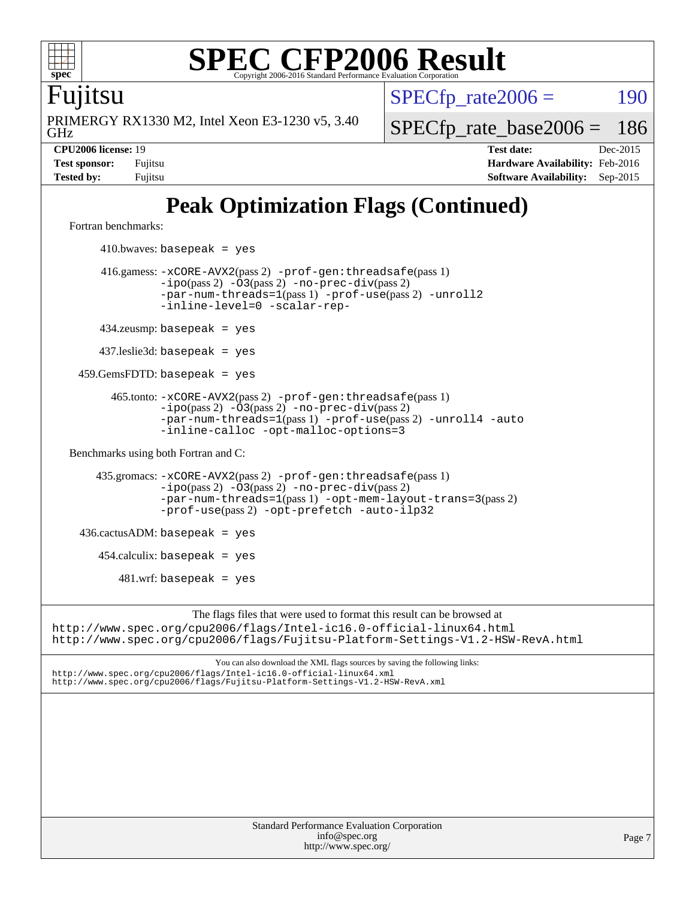# Peak Optimization Flags (Continued)

Fortran benchmarks:

410.bwaves: `basepeak = yes`

416.gamess: `-xCORE-AVX2`(pass 2) `-prof-gen:threadsafe`(pass 1) `-ipo`(pass 2) `-O3`(pass 2) `-no-prec-div`(pass 2) `-par-num-threads=1`(pass 1) `-prof-use`(pass 2) `-unroll2` `-inline-level=0` `-scalar-rep-`

434.zeusmp: `basepeak = yes`

437.leslie3d: `basepeak = yes`

459.GemsFDTD: `basepeak = yes`

465.tonto: `-xCORE-AVX2`(pass 2) `-prof-gen:threadsafe`(pass 1) `-ipo`(pass 2) `-O3`(pass 2) `-no-prec-div`(pass 2) `-par-num-threads=1`(pass 1) `-prof-use`(pass 2) `-unroll4` `-auto` `-inline-calloc` `-opt-malloc-options=3`

Benchmarks using both Fortran and C:

435.gromacs: `-xCORE-AVX2`(pass 2) `-prof-gen:threadsafe`(pass 1) `-ipo`(pass 2) `-O3`(pass 2) `-no-prec-div`(pass 2) `-par-num-threads=1`(pass 1) `-opt-mem-layout-trans=3`(pass 2) `-prof-use`(pass 2) `-opt-prefetch` `-auto-ilp32`

436.cactusADM: `basepeak = yes`

454.calculix: `basepeak = yes`

481.wrf: `basepeak = yes`

The flags files that were used to format this result can be browsed at
http://www.spec.org/cpu2006/flags/Intel-ic16.0-official-linux64.html
http://www.spec.org/cpu2006/flags/Fujitsu-Platform-Settings-V1.2-HSW-RevA.html

You can also download the XML flags sources by saving the following links:
http://www.spec.org/cpu2006/flags/Intel-ic16.0-official-linux64.xml
http://www.spec.org/cpu2006/flags/Fujitsu-Platform-Settings-V1.2-HSW-RevA.xml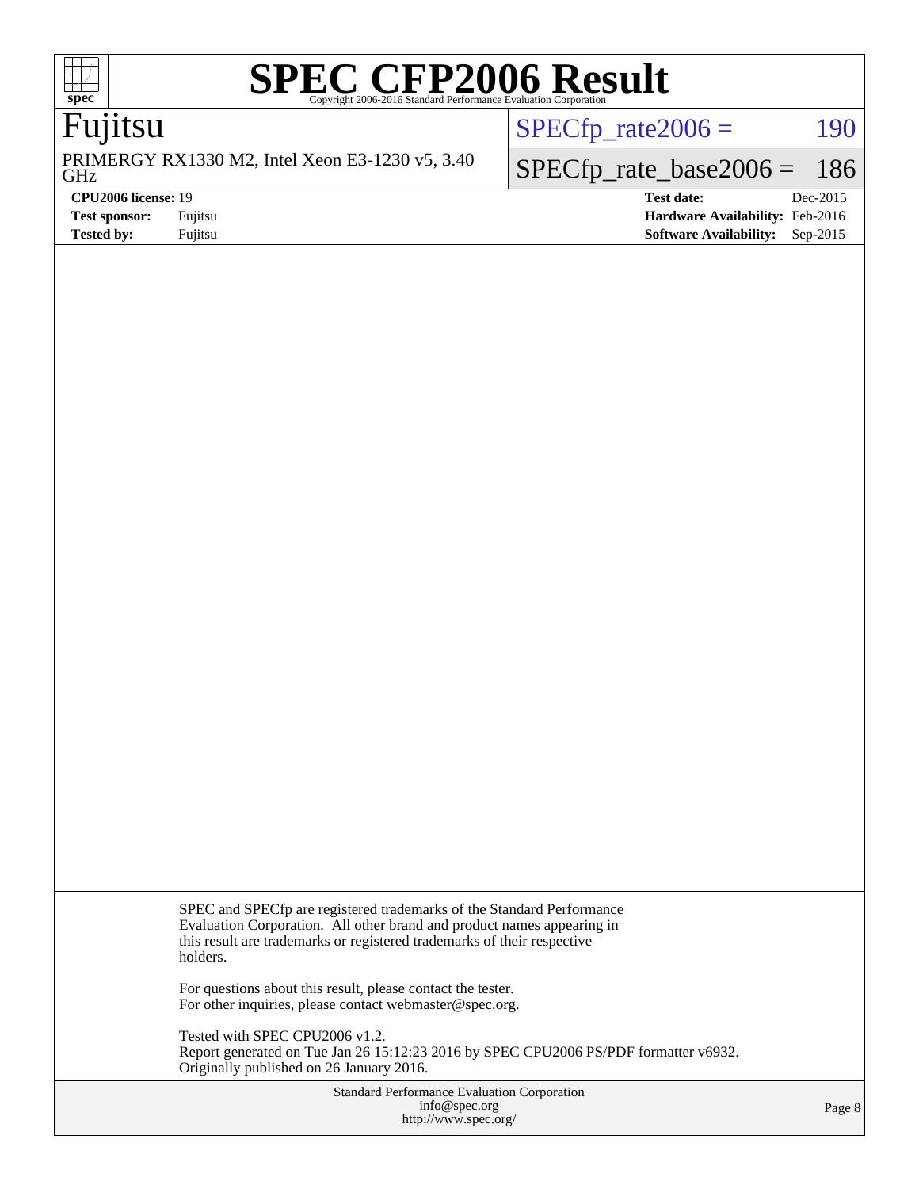SPEC and SPECfp are registered trademarks of the Standard Performance Evaluation Corporation. All other brand and product names appearing in this result are trademarks or registered trademarks of their respective holders.

For questions about this result, please contact the tester.
For other inquiries, please contact webmaster@spec.org.

Tested with SPEC CPU2006 v1.2.
Report generated on Tue Jan 26 15:12:23 2016 by SPEC CPU2006 PS/PDF formatter v6932.
Originally published on 26 January 2016.